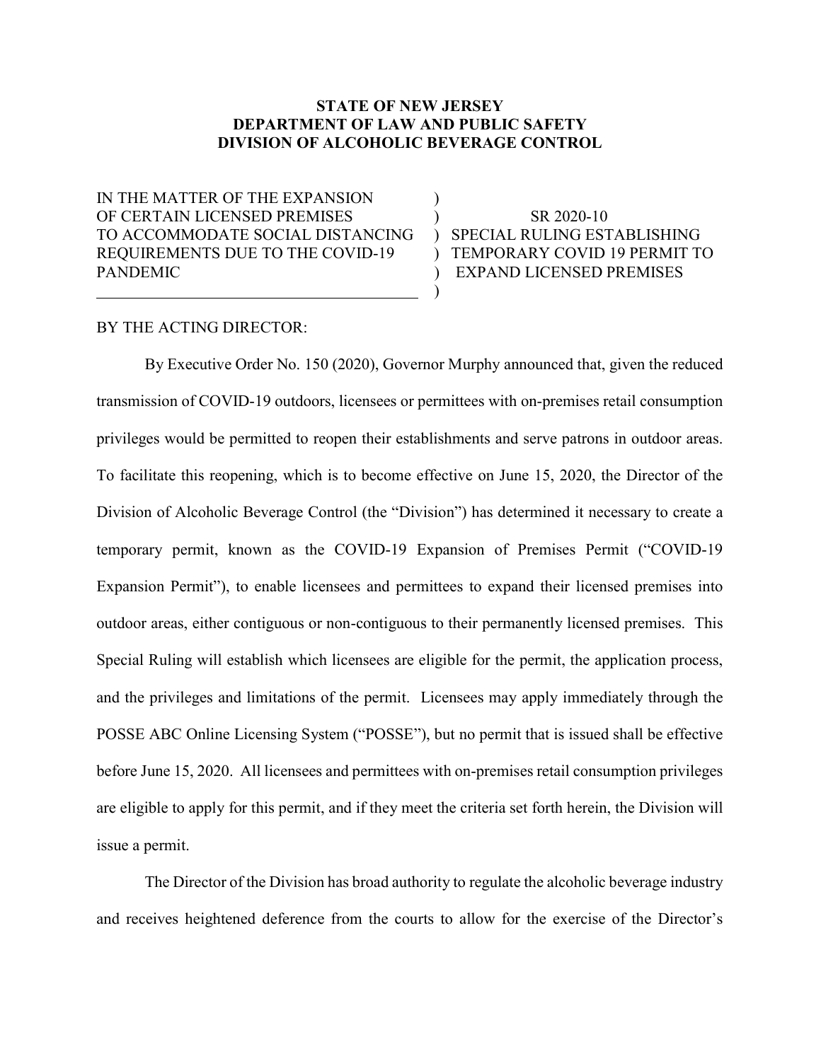**STATE OF NEW JERSEY**
**DEPARTMENT OF LAW AND PUBLIC SAFETY**
**DIVISION OF ALCOHOLIC BEVERAGE CONTROL**

| | |
|---|---|
| IN THE MATTER OF THE EXPANSION OF CERTAIN LICENSED PREMISES TO ACCOMMODATE SOCIAL DISTANCING REQUIREMENTS DUE TO THE COVID-19 PANDEMIC | SR 2020-10 SPECIAL RULING ESTABLISHING TEMPORARY COVID 19 PERMIT TO EXPAND LICENSED PREMISES |

BY THE ACTING DIRECTOR:

By Executive Order No. 150 (2020), Governor Murphy announced that, given the reduced transmission of COVID-19 outdoors, licensees or permittees with on-premises retail consumption privileges would be permitted to reopen their establishments and serve patrons in outdoor areas. To facilitate this reopening, which is to become effective on June 15, 2020, the Director of the Division of Alcoholic Beverage Control (the "Division") has determined it necessary to create a temporary permit, known as the COVID-19 Expansion of Premises Permit ("COVID-19 Expansion Permit"), to enable licensees and permittees to expand their licensed premises into outdoor areas, either contiguous or non-contiguous to their permanently licensed premises. This Special Ruling will establish which licensees are eligible for the permit, the application process, and the privileges and limitations of the permit. Licensees may apply immediately through the POSSE ABC Online Licensing System ("POSSE"), but no permit that is issued shall be effective before June 15, 2020. All licensees and permittees with on-premises retail consumption privileges are eligible to apply for this permit, and if they meet the criteria set forth herein, the Division will issue a permit.

The Director of the Division has broad authority to regulate the alcoholic beverage industry and receives heightened deference from the courts to allow for the exercise of the Director's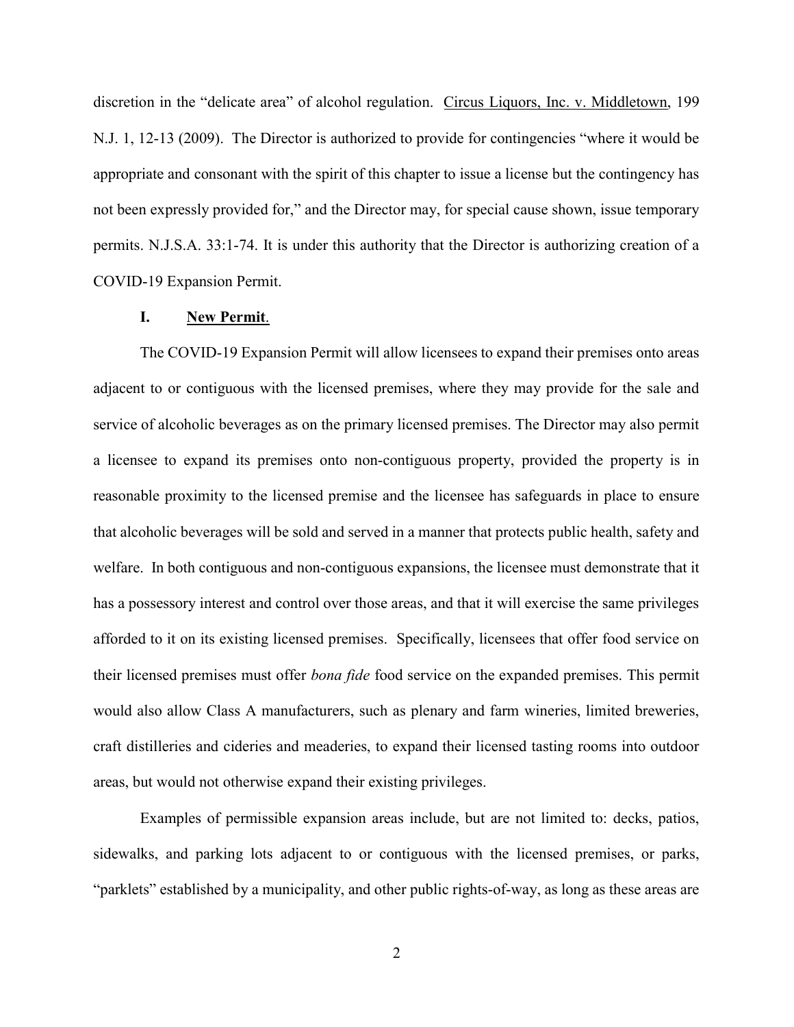discretion in the "delicate area" of alcohol regulation. Circus Liquors, Inc. v. Middletown, 199 N.J. 1, 12-13 (2009). The Director is authorized to provide for contingencies "where it would be appropriate and consonant with the spirit of this chapter to issue a license but the contingency has not been expressly provided for," and the Director may, for special cause shown, issue temporary permits. N.J.S.A. 33:1-74. It is under this authority that the Director is authorizing creation of a COVID-19 Expansion Permit.

## I. New Permit.

The COVID-19 Expansion Permit will allow licensees to expand their premises onto areas adjacent to or contiguous with the licensed premises, where they may provide for the sale and service of alcoholic beverages as on the primary licensed premises. The Director may also permit a licensee to expand its premises onto non-contiguous property, provided the property is in reasonable proximity to the licensed premise and the licensee has safeguards in place to ensure that alcoholic beverages will be sold and served in a manner that protects public health, safety and welfare. In both contiguous and non-contiguous expansions, the licensee must demonstrate that it has a possessory interest and control over those areas, and that it will exercise the same privileges afforded to it on its existing licensed premises. Specifically, licensees that offer food service on their licensed premises must offer *bona fide* food service on the expanded premises. This permit would also allow Class A manufacturers, such as plenary and farm wineries, limited breweries, craft distilleries and cideries and meaderies, to expand their licensed tasting rooms into outdoor areas, but would not otherwise expand their existing privileges.

Examples of permissible expansion areas include, but are not limited to: decks, patios, sidewalks, and parking lots adjacent to or contiguous with the licensed premises, or parks, "parklets" established by a municipality, and other public rights-of-way, as long as these areas are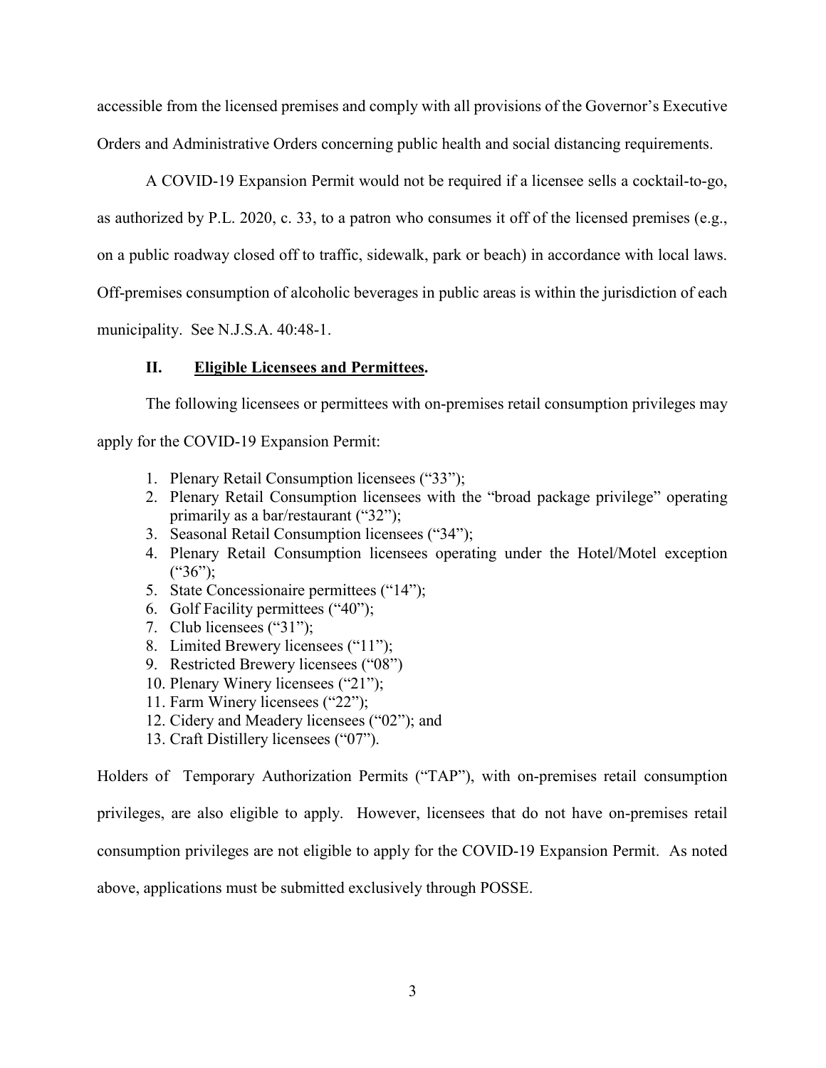accessible from the licensed premises and comply with all provisions of the Governor's Executive Orders and Administrative Orders concerning public health and social distancing requirements.

A COVID-19 Expansion Permit would not be required if a licensee sells a cocktail-to-go, as authorized by P.L. 2020, c. 33, to a patron who consumes it off of the licensed premises (e.g., on a public roadway closed off to traffic, sidewalk, park or beach) in accordance with local laws. Off-premises consumption of alcoholic beverages in public areas is within the jurisdiction of each municipality. See N.J.S.A. 40:48-1.

## II. <u>Eligible Licensees and Permittees</u>.

The following licensees or permittees with on-premises retail consumption privileges may apply for the COVID-19 Expansion Permit:

1. Plenary Retail Consumption licensees ("33");
2. Plenary Retail Consumption licensees with the "broad package privilege" operating primarily as a bar/restaurant ("32");
3. Seasonal Retail Consumption licensees ("34");
4. Plenary Retail Consumption licensees operating under the Hotel/Motel exception ("36");
5. State Concessionaire permittees ("14");
6. Golf Facility permittees ("40");
7. Club licensees ("31");
8. Limited Brewery licensees ("11");
9. Restricted Brewery licensees ("08")
10. Plenary Winery licensees ("21");
11. Farm Winery licensees ("22");
12. Cidery and Meadery licensees ("02"); and
13. Craft Distillery licensees ("07").

Holders of Temporary Authorization Permits ("TAP"), with on-premises retail consumption privileges, are also eligible to apply. However, licensees that do not have on-premises retail consumption privileges are not eligible to apply for the COVID-19 Expansion Permit. As noted above, applications must be submitted exclusively through POSSE.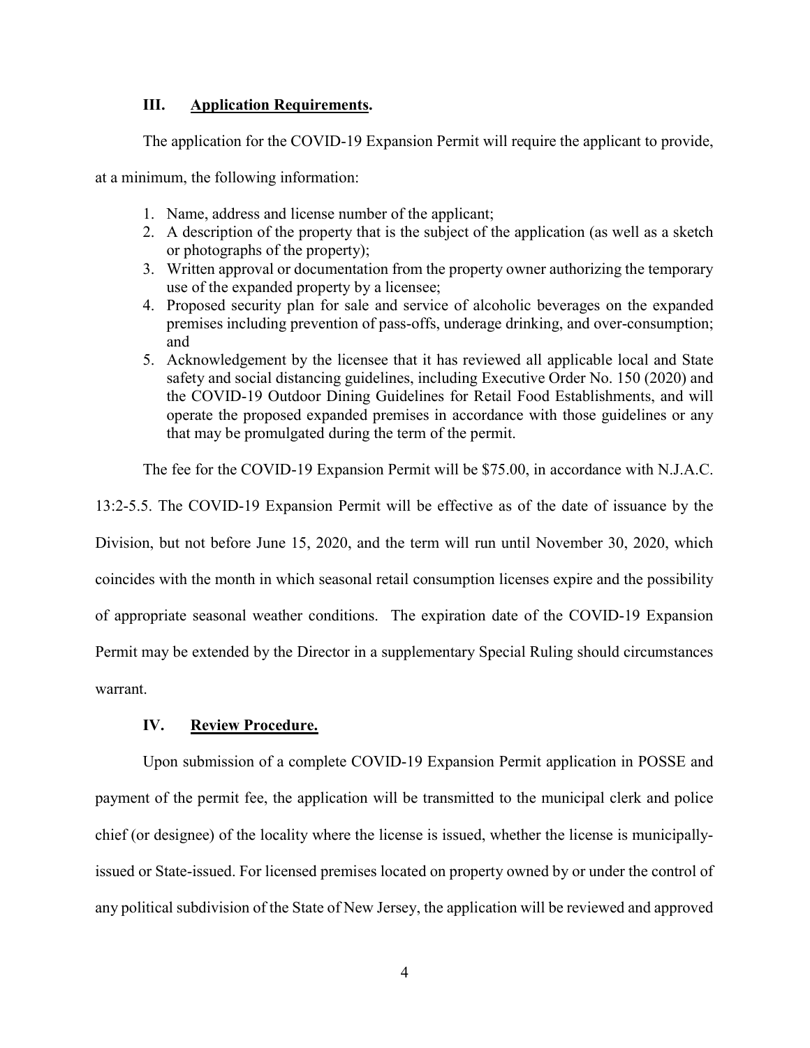### III. Application Requirements.

The application for the COVID-19 Expansion Permit will require the applicant to provide, at a minimum, the following information:

1. Name, address and license number of the applicant;
2. A description of the property that is the subject of the application (as well as a sketch or photographs of the property);
3. Written approval or documentation from the property owner authorizing the temporary use of the expanded property by a licensee;
4. Proposed security plan for sale and service of alcoholic beverages on the expanded premises including prevention of pass-offs, underage drinking, and over-consumption; and
5. Acknowledgement by the licensee that it has reviewed all applicable local and State safety and social distancing guidelines, including Executive Order No. 150 (2020) and the COVID-19 Outdoor Dining Guidelines for Retail Food Establishments, and will operate the proposed expanded premises in accordance with those guidelines or any that may be promulgated during the term of the permit.

The fee for the COVID-19 Expansion Permit will be $75.00, in accordance with N.J.A.C. 13:2-5.5. The COVID-19 Expansion Permit will be effective as of the date of issuance by the Division, but not before June 15, 2020, and the term will run until November 30, 2020, which coincides with the month in which seasonal retail consumption licenses expire and the possibility of appropriate seasonal weather conditions. The expiration date of the COVID-19 Expansion Permit may be extended by the Director in a supplementary Special Ruling should circumstances warrant.

### IV. Review Procedure.

Upon submission of a complete COVID-19 Expansion Permit application in POSSE and payment of the permit fee, the application will be transmitted to the municipal clerk and police chief (or designee) of the locality where the license is issued, whether the license is municipally-issued or State-issued. For licensed premises located on property owned by or under the control of any political subdivision of the State of New Jersey, the application will be reviewed and approved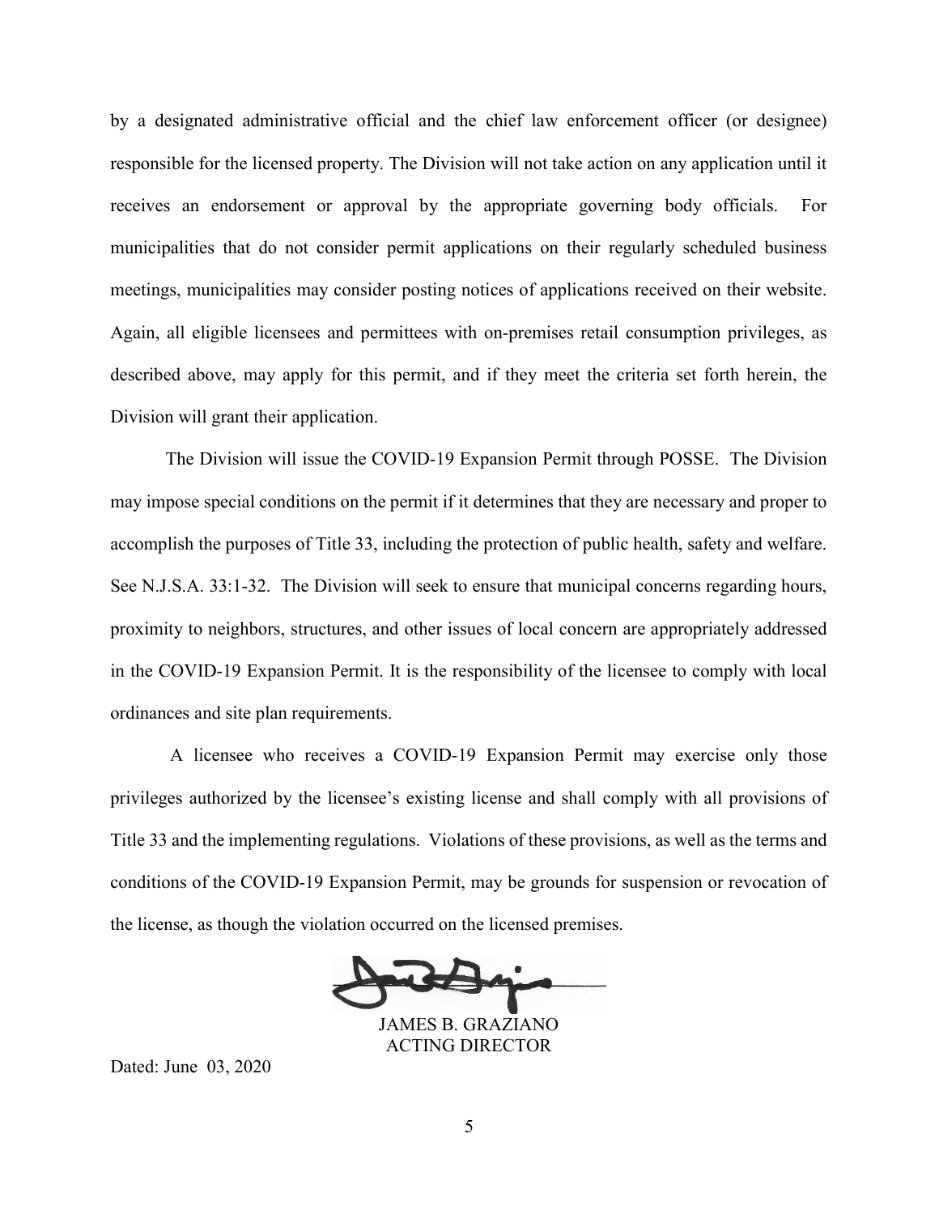by a designated administrative official and the chief law enforcement officer (or designee) responsible for the licensed property. The Division will not take action on any application until it receives an endorsement or approval by the appropriate governing body officials. For municipalities that do not consider permit applications on their regularly scheduled business meetings, municipalities may consider posting notices of applications received on their website. Again, all eligible licensees and permittees with on-premises retail consumption privileges, as described above, may apply for this permit, and if they meet the criteria set forth herein, the Division will grant their application.

The Division will issue the COVID-19 Expansion Permit through POSSE. The Division may impose special conditions on the permit if it determines that they are necessary and proper to accomplish the purposes of Title 33, including the protection of public health, safety and welfare. See N.J.S.A. 33:1-32. The Division will seek to ensure that municipal concerns regarding hours, proximity to neighbors, structures, and other issues of local concern are appropriately addressed in the COVID-19 Expansion Permit. It is the responsibility of the licensee to comply with local ordinances and site plan requirements.

A licensee who receives a COVID-19 Expansion Permit may exercise only those privileges authorized by the licensee's existing license and shall comply with all provisions of Title 33 and the implementing regulations. Violations of these provisions, as well as the terms and conditions of the COVID-19 Expansion Permit, may be grounds for suspension or revocation of the license, as though the violation occurred on the licensed premises.

JAMES B. GRAZIANO
ACTING DIRECTOR

Dated: June 03, 2020